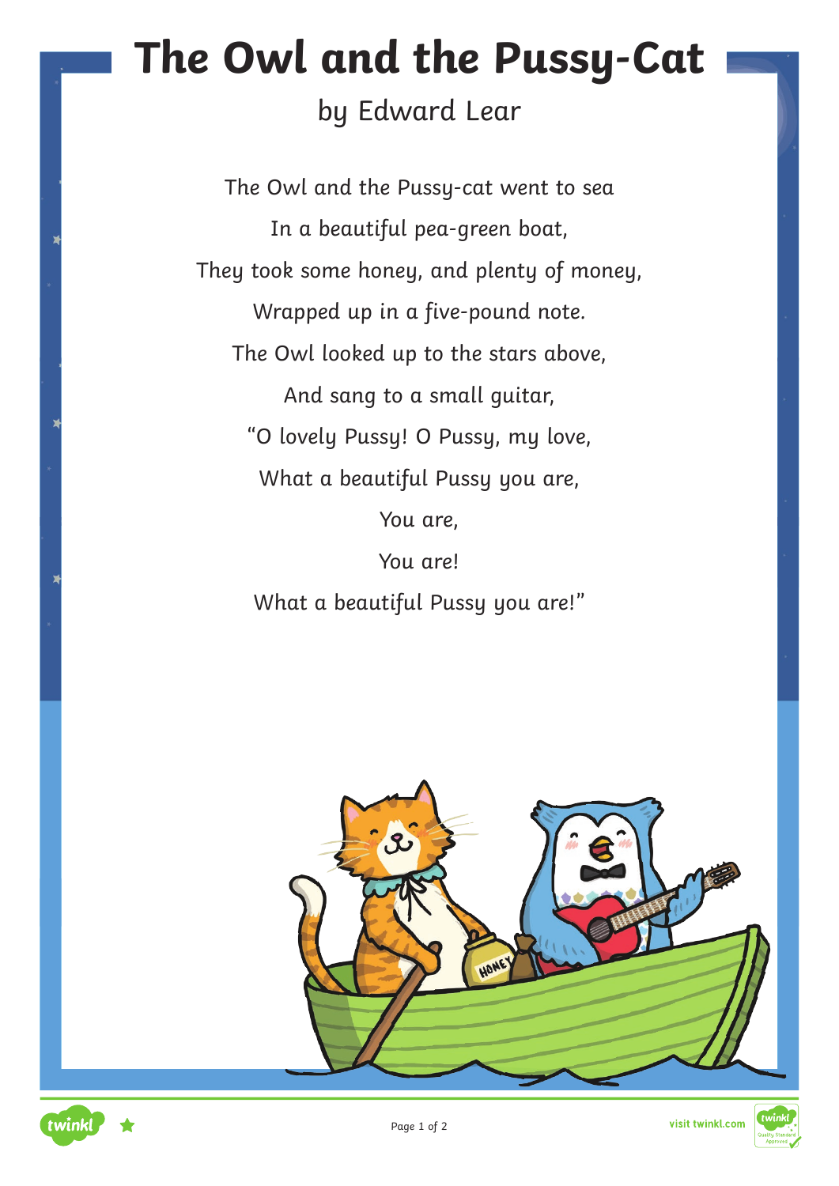# The Owl and the Pussy-Cat

## by Edward Lear

The Owl and the Pussy-cat went to sea
In a beautiful pea-green boat,
They took some honey, and plenty of money,
Wrapped up in a five-pound note.
The Owl looked up to the stars above,
And sang to a small guitar,
"O lovely Pussy! O Pussy, my love,
What a beautiful Pussy you are,
You are,
You are!
What a beautiful Pussy you are!"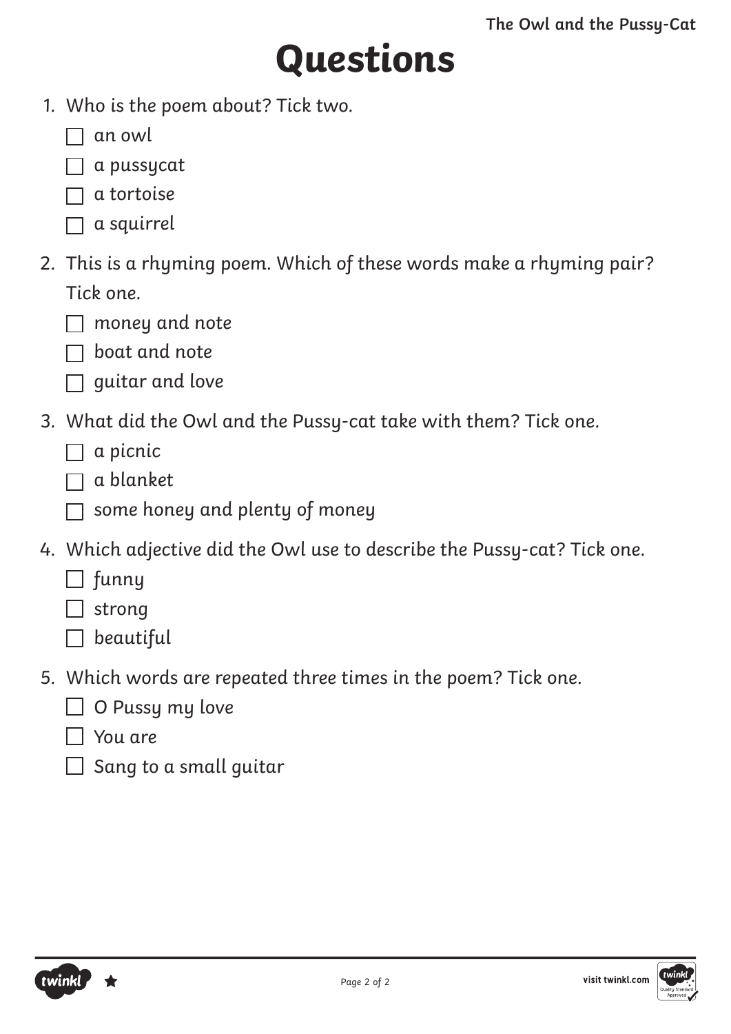# Questions

1. Who is the poem about? Tick two.
   - [ ] an owl
   - [ ] a pussycat
   - [ ] a tortoise
   - [ ] a squirrel

2. This is a rhyming poem. Which of these words make a rhyming pair? Tick one.
   - [ ] money and note
   - [ ] boat and note
   - [ ] guitar and love

3. What did the Owl and the Pussy-cat take with them? Tick one.
   - [ ] a picnic
   - [ ] a blanket
   - [ ] some honey and plenty of money

4. Which adjective did the Owl use to describe the Pussy-cat? Tick one.
   - [ ] funny
   - [ ] strong
   - [ ] beautiful

5. Which words are repeated three times in the poem? Tick one.
   - [ ] O Pussy my love
   - [ ] You are
   - [ ] Sang to a small guitar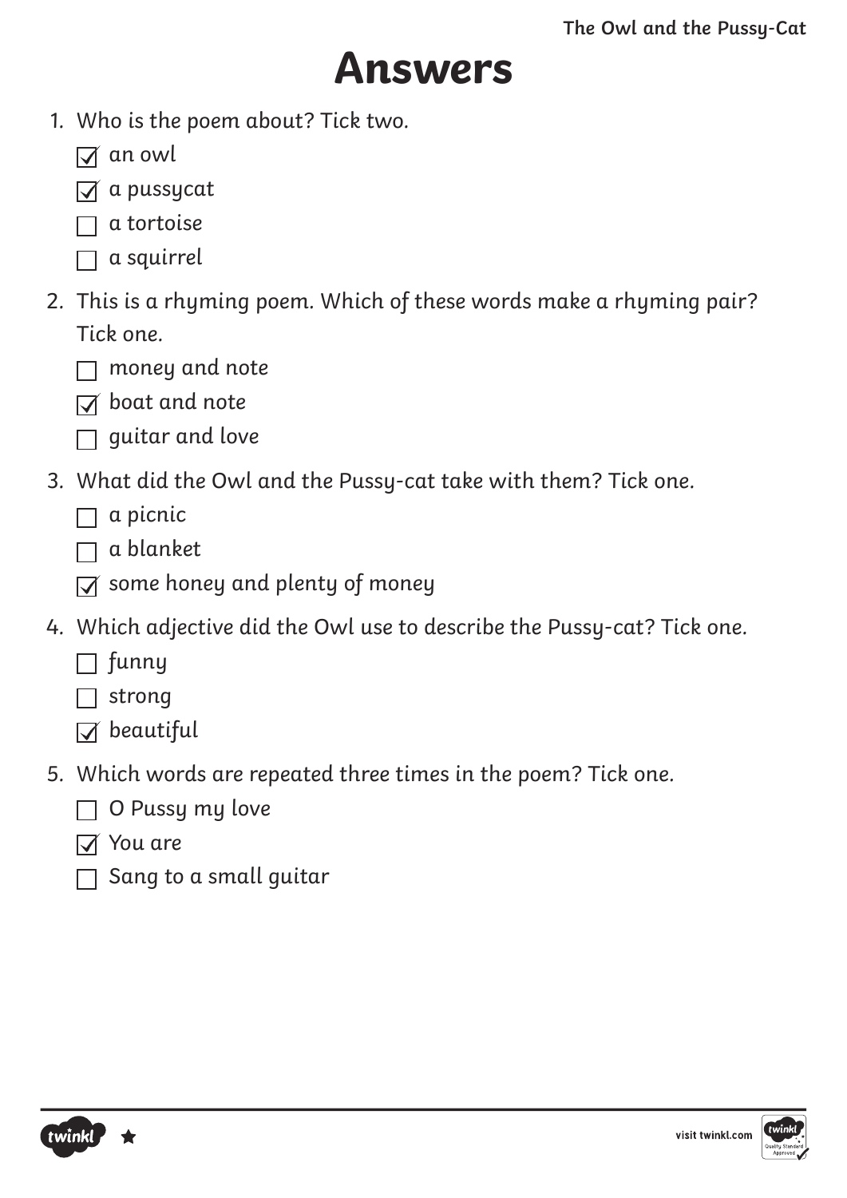# Answers

1. Who is the poem about? Tick two.
   - [x] an owl
   - [x] a pussycat
   - [ ] a tortoise
   - [ ] a squirrel
2. This is a rhyming poem. Which of these words make a rhyming pair? Tick one.
   - [ ] money and note
   - [x] boat and note
   - [ ] guitar and love
3. What did the Owl and the Pussy-cat take with them? Tick one.
   - [ ] a picnic
   - [ ] a blanket
   - [x] some honey and plenty of money
4. Which adjective did the Owl use to describe the Pussy-cat? Tick one.
   - [ ] funny
   - [ ] strong
   - [x] beautiful
5. Which words are repeated three times in the poem? Tick one.
   - [ ] O Pussy my love
   - [x] You are
   - [ ] Sang to a small guitar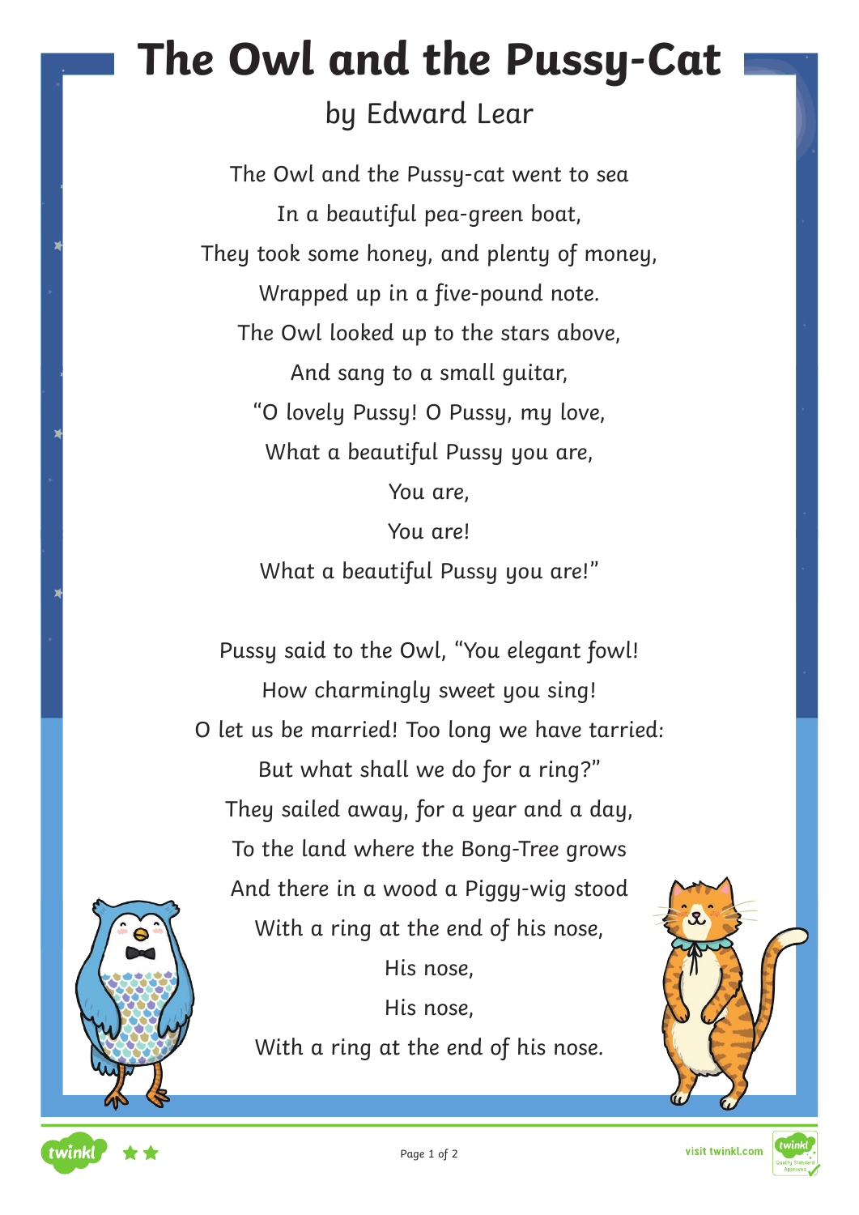# The Owl and the Pussy-Cat

## by Edward Lear

The Owl and the Pussy-cat went to sea
In a beautiful pea-green boat,
They took some honey, and plenty of money,
Wrapped up in a five-pound note.
The Owl looked up to the stars above,
And sang to a small guitar,
"O lovely Pussy! O Pussy, my love,
What a beautiful Pussy you are,
You are,
You are!
What a beautiful Pussy you are!"

Pussy said to the Owl, "You elegant fowl!
How charmingly sweet you sing!
O let us be married! Too long we have tarried:
But what shall we do for a ring?"
They sailed away, for a year and a day,
To the land where the Bong-Tree grows
And there in a wood a Piggy-wig stood
With a ring at the end of his nose,
His nose,
His nose,
With a ring at the end of his nose.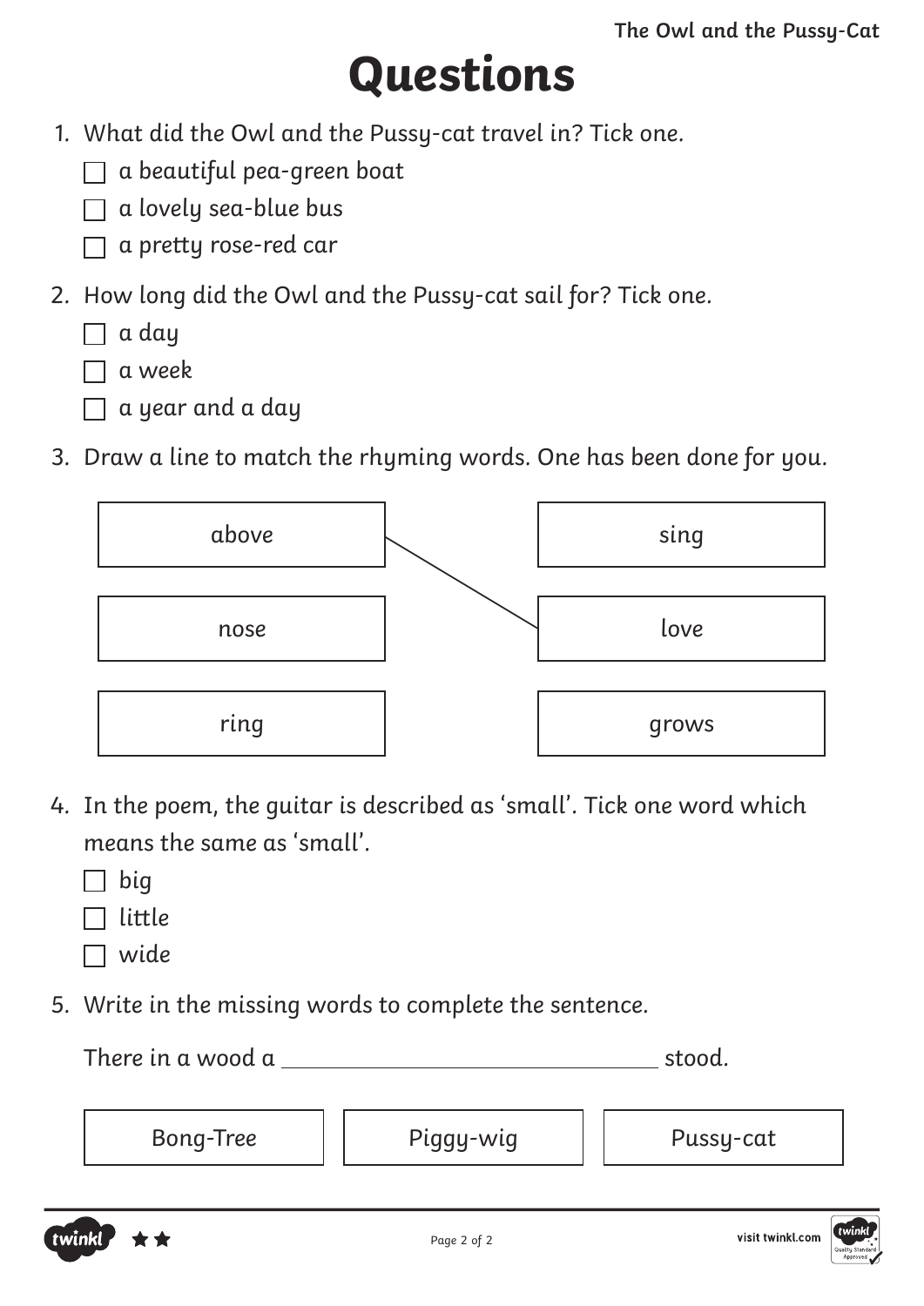# Questions

1. What did the Owl and the Pussy-cat travel in? Tick one.
   - ☐ a beautiful pea-green boat
   - ☐ a lovely sea-blue bus
   - ☐ a pretty rose-red car

2. How long did the Owl and the Pussy-cat sail for? Tick one.
   - ☐ a day
   - ☐ a week
   - ☐ a year and a day

3. Draw a line to match the rhyming words. One has been done for you.

| | |
|---|---|
| above | sing |
| nose | love |
| ring | grows |

4. In the poem, the guitar is described as 'small'. Tick one word which means the same as 'small'.
   - ☐ big
   - ☐ little
   - ☐ wide

5. Write in the missing words to complete the sentence.

   There in a wood a ______________________ stood.

| | | |
|---|---|---|
| Bong-Tree | Piggy-wig | Pussy-cat |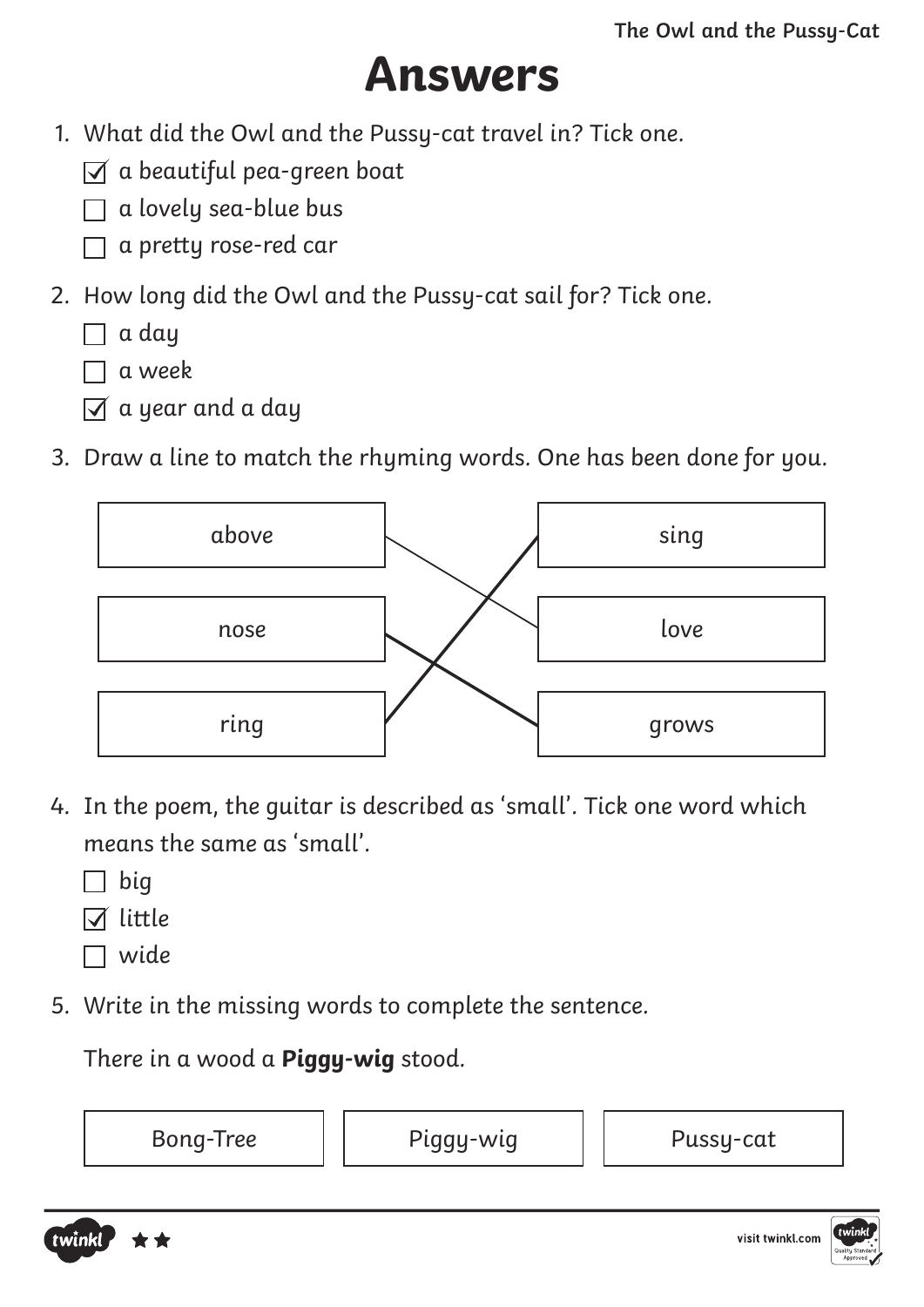# Answers

1. What did the Owl and the Pussy-cat travel in? Tick one.
   - [x] a beautiful pea-green boat
   - [ ] a lovely sea-blue bus
   - [ ] a pretty rose-red car

2. How long did the Owl and the Pussy-cat sail for? Tick one.
   - [ ] a day
   - [ ] a week
   - [x] a year and a day

3. Draw a line to match the rhyming words. One has been done for you.

| | |
|---|---|
| above | sing |
| nose | love |
| ring | grows |

above — love
nose — grows
ring — sing

4. In the poem, the guitar is described as 'small'. Tick one word which means the same as 'small'.
   - [ ] big
   - [x] little
   - [ ] wide

5. Write in the missing words to complete the sentence.

   There in a wood a **Piggy-wig** stood.

| | | |
|---|---|---|
| Bong-Tree | Piggy-wig | Pussy-cat |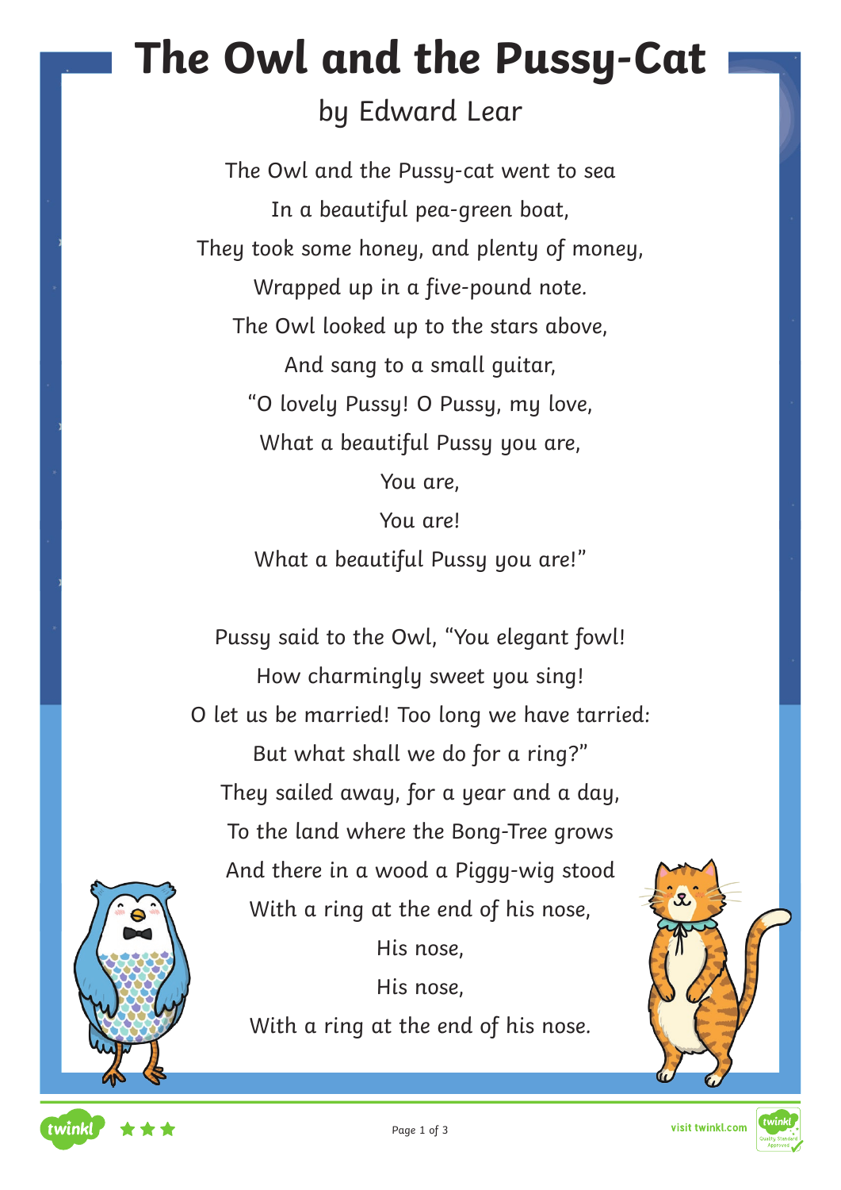# The Owl and the Pussy-Cat

## by Edward Lear

The Owl and the Pussy-cat went to sea
In a beautiful pea-green boat,
They took some honey, and plenty of money,
Wrapped up in a five-pound note.
The Owl looked up to the stars above,
And sang to a small guitar,
"O lovely Pussy! O Pussy, my love,
What a beautiful Pussy you are,
You are,
You are!
What a beautiful Pussy you are!"

Pussy said to the Owl, "You elegant fowl!
How charmingly sweet you sing!
O let us be married! Too long we have tarried:
But what shall we do for a ring?"
They sailed away, for a year and a day,
To the land where the Bong-Tree grows
And there in a wood a Piggy-wig stood
With a ring at the end of his nose,
His nose,
His nose,
With a ring at the end of his nose.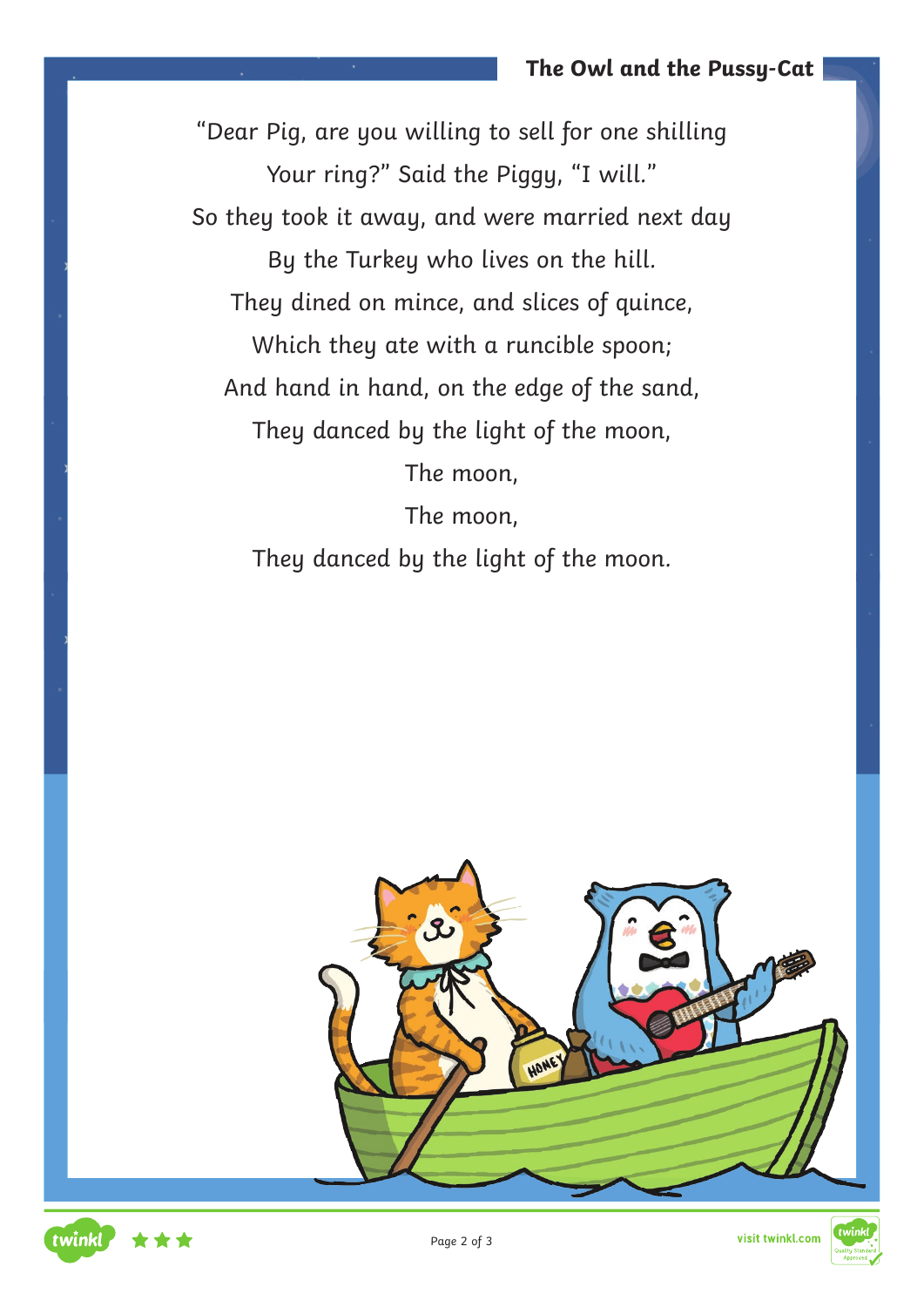"Dear Pig, are you willing to sell for one shilling
Your ring?" Said the Piggy, "I will."
So they took it away, and were married next day
By the Turkey who lives on the hill.
They dined on mince, and slices of quince,
Which they ate with a runcible spoon;
And hand in hand, on the edge of the sand,
They danced by the light of the moon,
The moon,
The moon,
They danced by the light of the moon.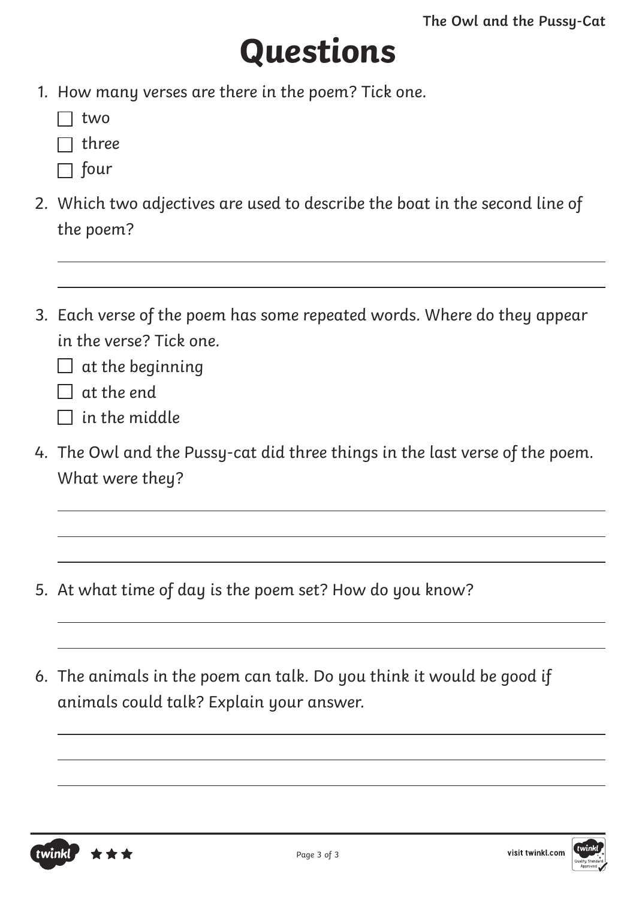# Questions

1. How many verses are there in the poem? Tick one.
   - [ ] two
   - [ ] three
   - [ ] four

2. Which two adjectives are used to describe the boat in the second line of the poem?

3. Each verse of the poem has some repeated words. Where do they appear in the verse? Tick one.
   - [ ] at the beginning
   - [ ] at the end
   - [ ] in the middle

4. The Owl and the Pussy-cat did three things in the last verse of the poem. What were they?

5. At what time of day is the poem set? How do you know?

6. The animals in the poem can talk. Do you think it would be good if animals could talk? Explain your answer.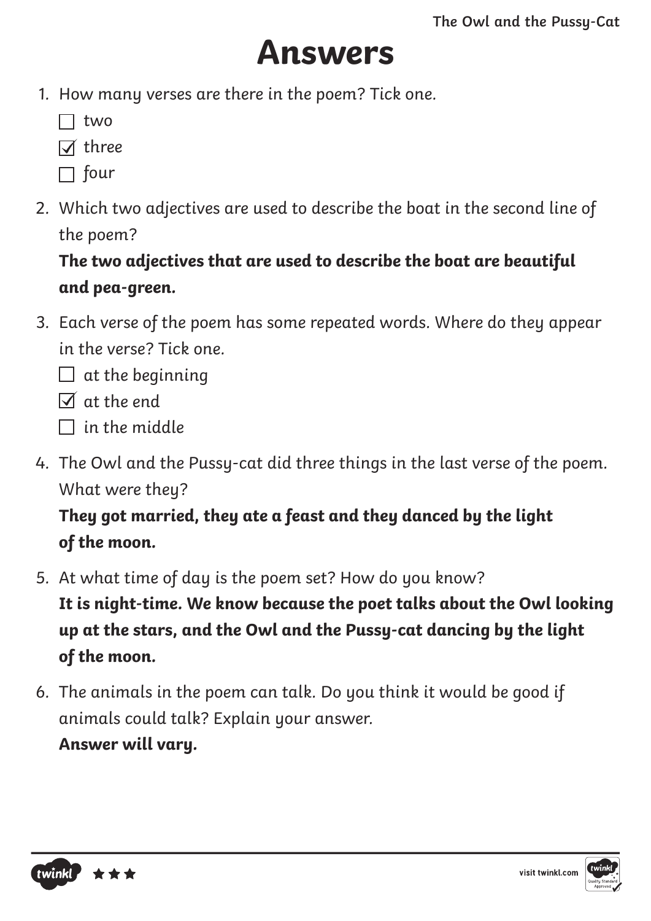# Answers

1. How many verses are there in the poem? Tick one.
   - [ ] two
   - [x] three
   - [ ] four

2. Which two adjectives are used to describe the boat in the second line of the poem?
   **The two adjectives that are used to describe the boat are beautiful and pea-green.**

3. Each verse of the poem has some repeated words. Where do they appear in the verse? Tick one.
   - [ ] at the beginning
   - [x] at the end
   - [ ] in the middle

4. The Owl and the Pussy-cat did three things in the last verse of the poem. What were they?
   **They got married, they ate a feast and they danced by the light of the moon.**

5. At what time of day is the poem set? How do you know?
   **It is night-time. We know because the poet talks about the Owl looking up at the stars, and the Owl and the Pussy-cat dancing by the light of the moon.**

6. The animals in the poem can talk. Do you think it would be good if animals could talk? Explain your answer.
   **Answer will vary.**